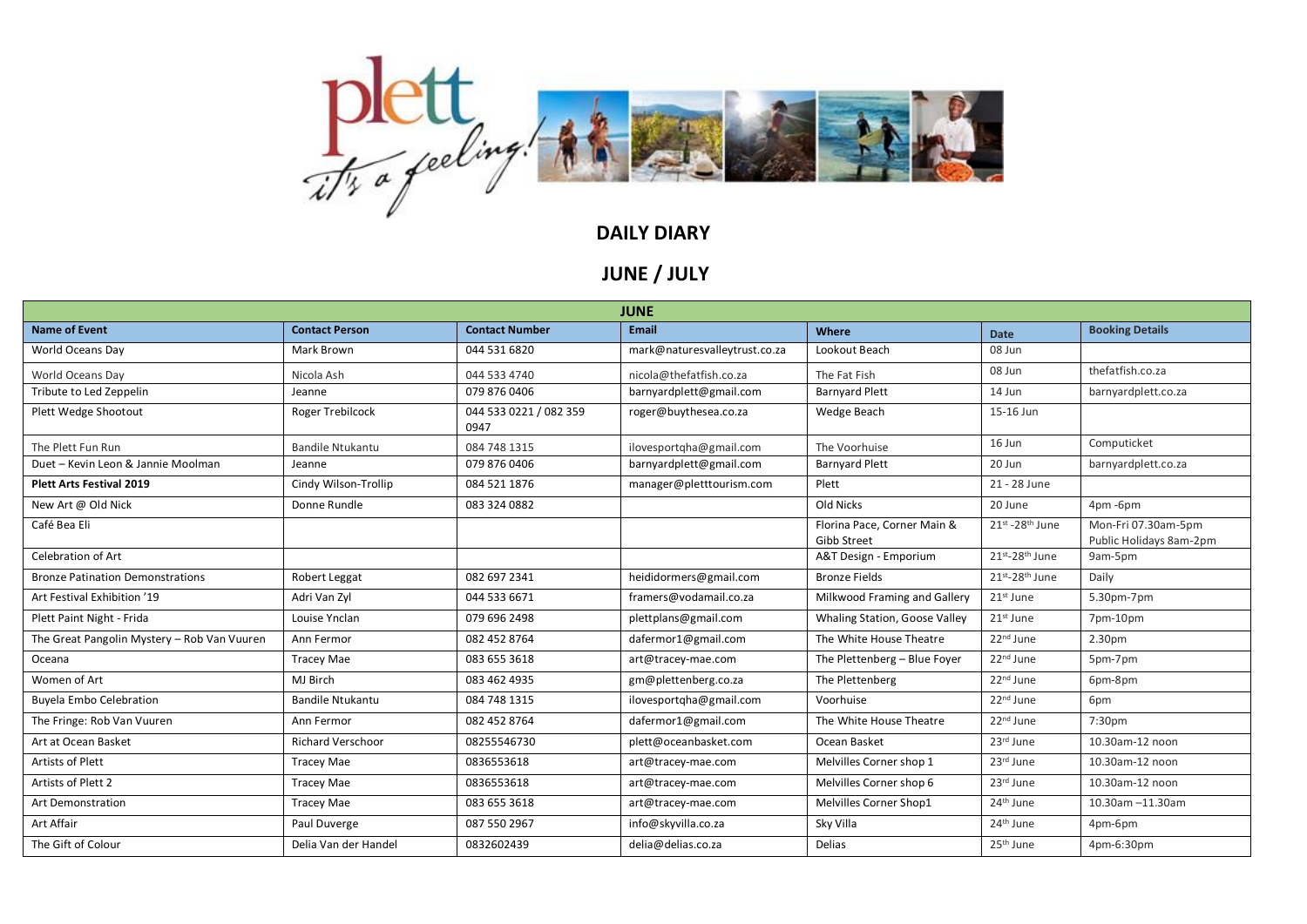# DAILY DIARY

## JUNE / JULY

| JUNE | | | | | | |
|---|---|---|---|---|---|---|
| **Name of Event** | **Contact Person** | **Contact Number** | **Email** | **Where** | **Date** | **Booking Details** |
| World Oceans Day | Mark Brown | 044 531 6820 | mark@naturesvalleytrust.co.za | Lookout Beach | 08 Jun | |
| World Oceans Day | Nicola Ash | 044 533 4740 | nicola@thefatfish.co.za | The Fat Fish | 08 Jun | thefatfish.co.za |
| Tribute to Led Zeppelin | Jeanne | 079 876 0406 | barnyardplett@gmail.com | Barnyard Plett | 14 Jun | barnyardplett.co.za |
| Plett Wedge Shootout | Roger Trebilcock | 044 533 0221 / 082 359 0947 | roger@buythesea.co.za | Wedge Beach | 15-16 Jun | |
| The Plett Fun Run | Bandile Ntukantu | 084 748 1315 | ilovesportqha@gmail.com | The Voorhuise | 16 Jun | Computicket |
| Duet – Kevin Leon & Jannie Moolman | Jeanne | 079 876 0406 | barnyardplett@gmail.com | Barnyard Plett | 20 Jun | barnyardplett.co.za |
| **Plett Arts Festival 2019** | Cindy Wilson-Trollip | 084 521 1876 | manager@pletttourism.com | Plett | 21 - 28 June | |
| New Art @ Old Nick | Donne Rundle | 083 324 0882 | | Old Nicks | 20 June | 4pm -6pm |
| Café Bea Eli | | | | Florina Pace, Corner Main & Gibb Street | 21st -28th June | Mon-Fri 07.30am-5pm Public Holidays 8am-2pm |
| Celebration of Art | | | | A&T Design - Emporium | 21st-28th June | 9am-5pm |
| Bronze Patination Demonstrations | Robert Leggat | 082 697 2341 | heididormers@gmail.com | Bronze Fields | 21st-28th June | Daily |
| Art Festival Exhibition '19 | Adri Van Zyl | 044 533 6671 | framers@vodamail.co.za | Milkwood Framing and Gallery | 21st June | 5.30pm-7pm |
| Plett Paint Night - Frida | Louise Ynclan | 079 696 2498 | plettplans@gmail.com | Whaling Station, Goose Valley | 21st June | 7pm-10pm |
| The Great Pangolin Mystery – Rob Van Vuuren | Ann Fermor | 082 452 8764 | dafermor1@gmail.com | The White House Theatre | 22nd June | 2.30pm |
| Oceana | Tracey Mae | 083 655 3618 | art@tracey-mae.com | The Plettenberg – Blue Foyer | 22nd June | 5pm-7pm |
| Women of Art | MJ Birch | 083 462 4935 | gm@plettenberg.co.za | The Plettenberg | 22nd June | 6pm-8pm |
| Buyela Embo Celebration | Bandile Ntukantu | 084 748 1315 | ilovesportqha@gmail.com | Voorhuise | 22nd June | 6pm |
| The Fringe: Rob Van Vuuren | Ann Fermor | 082 452 8764 | dafermor1@gmail.com | The White House Theatre | 22nd June | 7:30pm |
| Art at Ocean Basket | Richard Verschoor | 08255546730 | plett@oceanbasket.com | Ocean Basket | 23rd June | 10.30am-12 noon |
| Artists of Plett | Tracey Mae | 0836553618 | art@tracey-mae.com | Melvilles Corner shop 1 | 23rd June | 10.30am-12 noon |
| Artists of Plett 2 | Tracey Mae | 0836553618 | art@tracey-mae.com | Melvilles Corner shop 6 | 23rd June | 10.30am-12 noon |
| Art Demonstration | Tracey Mae | 083 655 3618 | art@tracey-mae.com | Melvilles Corner Shop1 | 24th June | 10.30am –11.30am |
| Art Affair | Paul Duverge | 087 550 2967 | info@skyvilla.co.za | Sky Villa | 24th June | 4pm-6pm |
| The Gift of Colour | Delia Van der Handel | 0832602439 | delia@delias.co.za | Delias | 25th June | 4pm-6:30pm |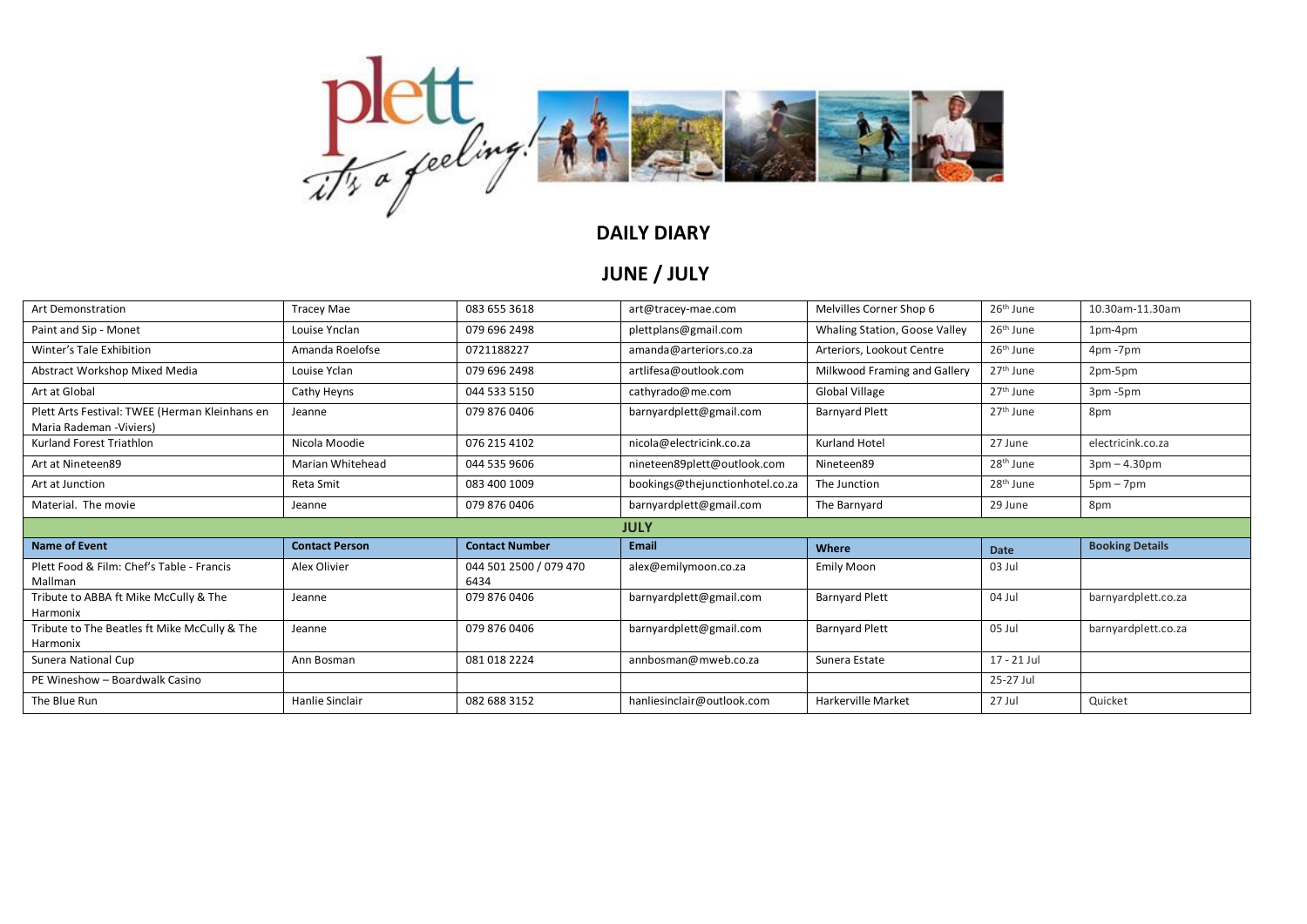## DAILY DIARY

## JUNE / JULY

| | | | | | | |
|---|---|---|---|---|---|---|
| Art Demonstration | Tracey Mae | 083 655 3618 | art@tracey-mae.com | Melvilles Corner Shop 6 | 26th June | 10.30am-11.30am |
| Paint and Sip - Monet | Louise Ynclan | 079 696 2498 | plettplans@gmail.com | Whaling Station, Goose Valley | 26th June | 1pm-4pm |
| Winter's Tale Exhibition | Amanda Roelofse | 0721188227 | amanda@arteriors.co.za | Arteriors, Lookout Centre | 26th June | 4pm -7pm |
| Abstract Workshop Mixed Media | Louise Yclan | 079 696 2498 | artlifesa@outlook.com | Milkwood Framing and Gallery | 27th June | 2pm-5pm |
| Art at Global | Cathy Heyns | 044 533 5150 | cathyrado@me.com | Global Village | 27th June | 3pm -5pm |
| Plett Arts Festival: TWEE (Herman Kleinhans en Maria Rademan -Viviers) | Jeanne | 079 876 0406 | barnyardplett@gmail.com | Barnyard Plett | 27th June | 8pm |
| Kurland Forest Triathlon | Nicola Moodie | 076 215 4102 | nicola@electricink.co.za | Kurland Hotel | 27 June | electricink.co.za |
| Art at Nineteen89 | Marian Whitehead | 044 535 9606 | nineteen89plett@outlook.com | Nineteen89 | 28th June | 3pm – 4.30pm |
| Art at Junction | Reta Smit | 083 400 1009 | bookings@thejunctionhotel.co.za | The Junction | 28th June | 5pm – 7pm |
| Material. The movie | Jeanne | 079 876 0406 | barnyardplett@gmail.com | The Barnyard | 29 June | 8pm |
| **JULY** | | | | | | |
| **Name of Event** | **Contact Person** | **Contact Number** | **Email** | **Where** | **Date** | **Booking Details** |
| Plett Food & Film: Chef's Table - Francis Mallman | Alex Olivier | 044 501 2500 / 079 470 6434 | alex@emilymoon.co.za | Emily Moon | 03 Jul | |
| Tribute to ABBA ft Mike McCully & The Harmonix | Jeanne | 079 876 0406 | barnyardplett@gmail.com | Barnyard Plett | 04 Jul | barnyardplett.co.za |
| Tribute to The Beatles ft Mike McCully & The Harmonix | Jeanne | 079 876 0406 | barnyardplett@gmail.com | Barnyard Plett | 05 Jul | barnyardplett.co.za |
| Sunera National Cup | Ann Bosman | 081 018 2224 | annbosman@mweb.co.za | Sunera Estate | 17 - 21 Jul | |
| PE Wineshow – Boardwalk Casino | | | | | 25-27 Jul | |
| The Blue Run | Hanlie Sinclair | 082 688 3152 | hanliesinclair@outlook.com | Harkerville Market | 27 Jul | Quicket |